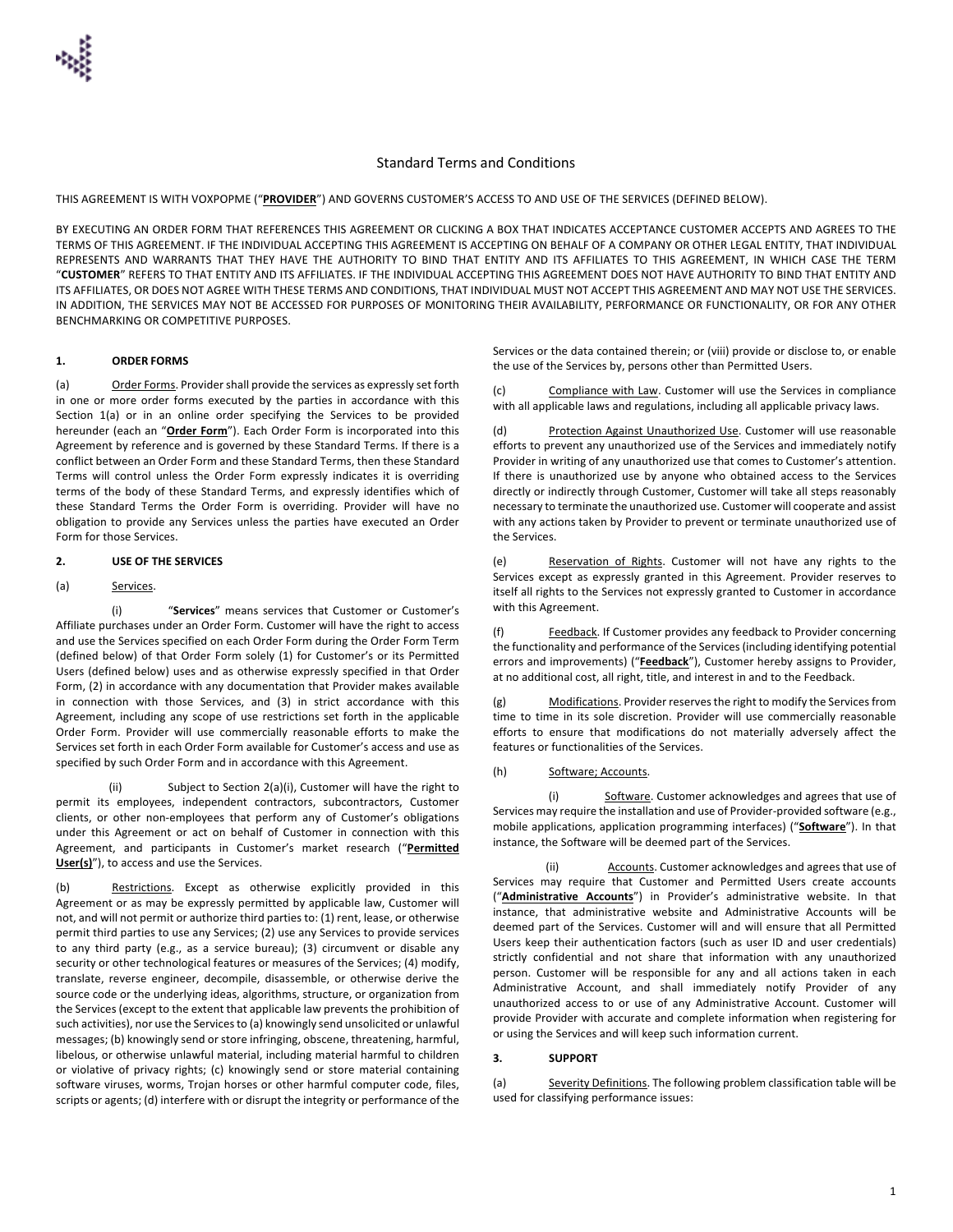# Standard Terms and Conditions

THIS AGREEMENT IS WITH VOXPOPME ("**PROVIDER**") AND GOVERNS CUSTOMER'S ACCESS TO AND USE OF THE SERVICES (DEFINED BELOW).

BY EXECUTING AN ORDER FORM THAT REFERENCES THIS AGREEMENT OR CLICKING A BOX THAT INDICATES ACCEPTANCE CUSTOMER ACCEPTS AND AGREES TO THE TERMS OF THIS AGREEMENT. IF THE INDIVIDUAL ACCEPTING THIS AGREEMENT IS ACCEPTING ON BEHALF OF A COMPANY OR OTHER LEGAL ENTITY, THAT INDIVIDUAL REPRESENTS AND WARRANTS THAT THEY HAVE THE AUTHORITY TO BIND THAT ENTITY AND ITS AFFILIATES TO THIS AGREEMENT, IN WHICH CASE THE TERM "**CUSTOMER**" REFERS TO THAT ENTITY AND ITS AFFILIATES. IF THE INDIVIDUAL ACCEPTING THIS AGREEMENT DOES NOT HAVE AUTHORITY TO BIND THAT ENTITY AND ITS AFFILIATES, OR DOES NOT AGREE WITH THESE TERMS AND CONDITIONS, THAT INDIVIDUAL MUST NOT ACCEPT THIS AGREEMENT AND MAY NOT USE THE SERVICES. IN ADDITION, THE SERVICES MAY NOT BE ACCESSED FOR PURPOSES OF MONITORING THEIR AVAILABILITY, PERFORMANCE OR FUNCTIONALITY, OR FOR ANY OTHER BENCHMARKING OR COMPETITIVE PURPOSES.

## 1. ORDER FORMS

(a) Order Forms. Provider shall provide the services as expressly set forth in one or more order forms executed by the parties in accordance with this Section 1(a) or in an online order specifying the Services to be provided hereunder (each an "**Order Form**"). Each Order Form is incorporated into this Agreement by reference and is governed by these Standard Terms. If there is a conflict between an Order Form and these Standard Terms, then these Standard Terms will control unless the Order Form expressly indicates it is overriding terms of the body of these Standard Terms, and expressly identifies which of these Standard Terms the Order Form is overriding. Provider will have no obligation to provide any Services unless the parties have executed an Order Form for those Services.

## 2. USE OF THE SERVICES

(a) Services.

(i) "**Services**" means services that Customer or Customer's Affiliate purchases under an Order Form. Customer will have the right to access and use the Services specified on each Order Form during the Order Form Term (defined below) of that Order Form solely (1) for Customer's or its Permitted Users (defined below) uses and as otherwise expressly specified in that Order Form, (2) in accordance with any documentation that Provider makes available in connection with those Services, and (3) in strict accordance with this Agreement, including any scope of use restrictions set forth in the applicable Order Form. Provider will use commercially reasonable efforts to make the Services set forth in each Order Form available for Customer's access and use as specified by such Order Form and in accordance with this Agreement.

(ii) Subject to Section 2(a)(i), Customer will have the right to permit its employees, independent contractors, subcontractors, Customer clients, or other non-employees that perform any of Customer's obligations under this Agreement or act on behalf of Customer in connection with this Agreement, and participants in Customer's market research ("**Permitted User(s)**"), to access and use the Services.

(b) Restrictions. Except as otherwise explicitly provided in this Agreement or as may be expressly permitted by applicable law, Customer will not, and will not permit or authorize third parties to: (1) rent, lease, or otherwise permit third parties to use any Services; (2) use any Services to provide services to any third party (e.g., as a service bureau); (3) circumvent or disable any security or other technological features or measures of the Services; (4) modify, translate, reverse engineer, decompile, disassemble, or otherwise derive the source code or the underlying ideas, algorithms, structure, or organization from the Services (except to the extent that applicable law prevents the prohibition of such activities), nor use the Services to (a) knowingly send unsolicited or unlawful messages; (b) knowingly send or store infringing, obscene, threatening, harmful, libelous, or otherwise unlawful material, including material harmful to children or violative of privacy rights; (c) knowingly send or store material containing software viruses, worms, Trojan horses or other harmful computer code, files, scripts or agents; (d) interfere with or disrupt the integrity or performance of the Services or the data contained therein; or (viii) provide or disclose to, or enable the use of the Services by, persons other than Permitted Users.

(c) Compliance with Law. Customer will use the Services in compliance with all applicable laws and regulations, including all applicable privacy laws.

(d) Protection Against Unauthorized Use. Customer will use reasonable efforts to prevent any unauthorized use of the Services and immediately notify Provider in writing of any unauthorized use that comes to Customer's attention. If there is unauthorized use by anyone who obtained access to the Services directly or indirectly through Customer, Customer will take all steps reasonably necessary to terminate the unauthorized use. Customer will cooperate and assist with any actions taken by Provider to prevent or terminate unauthorized use of the Services.

(e) Reservation of Rights. Customer will not have any rights to the Services except as expressly granted in this Agreement. Provider reserves to itself all rights to the Services not expressly granted to Customer in accordance with this Agreement.

(f) Feedback. If Customer provides any feedback to Provider concerning the functionality and performance of the Services (including identifying potential errors and improvements) ("**Feedback**"), Customer hereby assigns to Provider, at no additional cost, all right, title, and interest in and to the Feedback.

(g) Modifications. Provider reserves the right to modify the Services from time to time in its sole discretion. Provider will use commercially reasonable efforts to ensure that modifications do not materially adversely affect the features or functionalities of the Services.

(h) Software; Accounts.

(i) Software. Customer acknowledges and agrees that use of Services may require the installation and use of Provider-provided software (e.g., mobile applications, application programming interfaces) ("**Software**"). In that instance, the Software will be deemed part of the Services.

(ii) Accounts. Customer acknowledges and agrees that use of Services may require that Customer and Permitted Users create accounts ("**Administrative Accounts**") in Provider's administrative website. In that instance, that administrative website and Administrative Accounts will be deemed part of the Services. Customer will and will ensure that all Permitted Users keep their authentication factors (such as user ID and user credentials) strictly confidential and not share that information with any unauthorized person. Customer will be responsible for any and all actions taken in each Administrative Account, and shall immediately notify Provider of any unauthorized access to or use of any Administrative Account. Customer will provide Provider with accurate and complete information when registering for or using the Services and will keep such information current.

## 3. SUPPORT

(a) Severity Definitions. The following problem classification table will be used for classifying performance issues: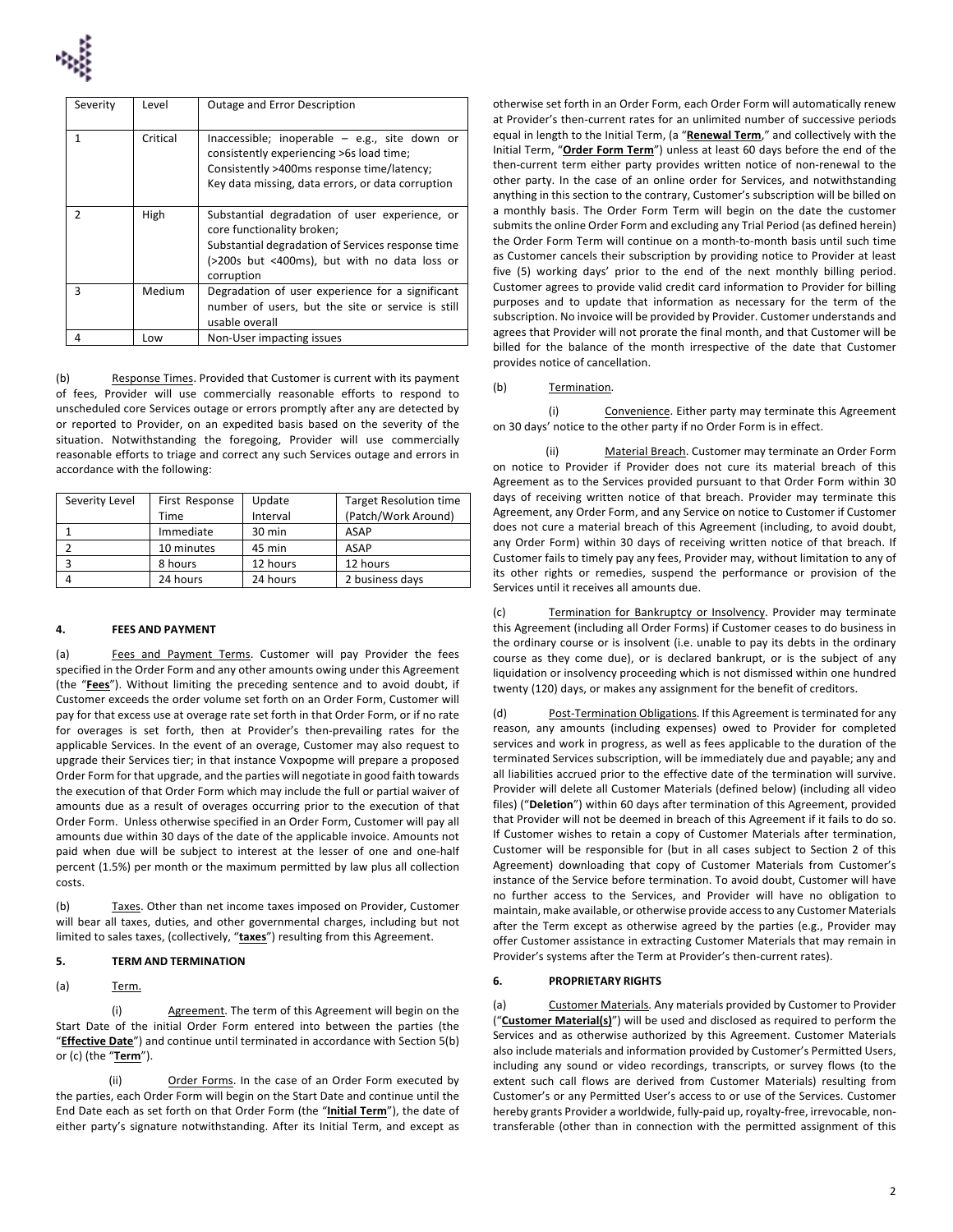| Severity | Level | Outage and Error Description |
|---|---|---|
| 1 | Critical | Inaccessible; inoperable – e.g., site down or consistently experiencing >6s load time; Consistently >400ms response time/latency; Key data missing, data errors, or data corruption |
| 2 | High | Substantial degradation of user experience, or core functionality broken; Substantial degradation of Services response time (>200s but <400ms), but with no data loss or corruption |
| 3 | Medium | Degradation of user experience for a significant number of users, but the site or service is still usable overall |
| 4 | Low | Non-User impacting issues |

(b) Response Times. Provided that Customer is current with its payment of fees, Provider will use commercially reasonable efforts to respond to unscheduled core Services outage or errors promptly after any are detected by or reported to Provider, on an expedited basis based on the severity of the situation. Notwithstanding the foregoing, Provider will use commercially reasonable efforts to triage and correct any such Services outage and errors in accordance with the following:

| Severity Level | First Response Time | Update Interval | Target Resolution time (Patch/Work Around) |
|---|---|---|---|
| 1 | Immediate | 30 min | ASAP |
| 2 | 10 minutes | 45 min | ASAP |
| 3 | 8 hours | 12 hours | 12 hours |
| 4 | 24 hours | 24 hours | 2 business days |

## 4. FEES AND PAYMENT

(a) Fees and Payment Terms. Customer will pay Provider the fees specified in the Order Form and any other amounts owing under this Agreement (the "**Fees**"). Without limiting the preceding sentence and to avoid doubt, if Customer exceeds the order volume set forth on an Order Form, Customer will pay for that excess use at overage rate set forth in that Order Form, or if no rate for overages is set forth, then at Provider's then-prevailing rates for the applicable Services. In the event of an overage, Customer may also request to upgrade their Services tier; in that instance Voxpopme will prepare a proposed Order Form for that upgrade, and the parties will negotiate in good faith towards the execution of that Order Form which may include the full or partial waiver of amounts due as a result of overages occurring prior to the execution of that Order Form. Unless otherwise specified in an Order Form, Customer will pay all amounts due within 30 days of the date of the applicable invoice. Amounts not paid when due will be subject to interest at the lesser of one and one-half percent (1.5%) per month or the maximum permitted by law plus all collection costs.

(b) Taxes. Other than net income taxes imposed on Provider, Customer will bear all taxes, duties, and other governmental charges, including but not limited to sales taxes, (collectively, "**taxes**") resulting from this Agreement.

## 5. TERM AND TERMINATION

(a) Term.

(i) Agreement. The term of this Agreement will begin on the Start Date of the initial Order Form entered into between the parties (the "**Effective Date**") and continue until terminated in accordance with Section 5(b) or (c) (the "**Term**").

(ii) Order Forms. In the case of an Order Form executed by the parties, each Order Form will begin on the Start Date and continue until the End Date each as set forth on that Order Form (the "**Initial Term**"), the date of either party's signature notwithstanding. After its Initial Term, and except as otherwise set forth in an Order Form, each Order Form will automatically renew at Provider's then-current rates for an unlimited number of successive periods equal in length to the Initial Term, (a "**Renewal Term**," and collectively with the Initial Term, "**Order Form Term**") unless at least 60 days before the end of the then-current term either party provides written notice of non-renewal to the other party. In the case of an online order for Services, and notwithstanding anything in this section to the contrary, Customer's subscription will be billed on a monthly basis. The Order Form Term will begin on the date the customer submits the online Order Form and excluding any Trial Period (as defined herein) the Order Form Term will continue on a month-to-month basis until such time as Customer cancels their subscription by providing notice to Provider at least five (5) working days' prior to the end of the next monthly billing period. Customer agrees to provide valid credit card information to Provider for billing purposes and to update that information as necessary for the term of the subscription. No invoice will be provided by Provider. Customer understands and agrees that Provider will not prorate the final month, and that Customer will be billed for the balance of the month irrespective of the date that Customer provides notice of cancellation.

(b) Termination.

(i) Convenience. Either party may terminate this Agreement on 30 days' notice to the other party if no Order Form is in effect.

(ii) Material Breach. Customer may terminate an Order Form on notice to Provider if Provider does not cure its material breach of this Agreement as to the Services provided pursuant to that Order Form within 30 days of receiving written notice of that breach. Provider may terminate this Agreement, any Order Form, and any Service on notice to Customer if Customer does not cure a material breach of this Agreement (including, to avoid doubt, any Order Form) within 30 days of receiving written notice of that breach. If Customer fails to timely pay any fees, Provider may, without limitation to any of its other rights or remedies, suspend the performance or provision of the Services until it receives all amounts due.

(c) Termination for Bankruptcy or Insolvency. Provider may terminate this Agreement (including all Order Forms) if Customer ceases to do business in the ordinary course or is insolvent (i.e. unable to pay its debts in the ordinary course as they come due), or is declared bankrupt, or is the subject of any liquidation or insolvency proceeding which is not dismissed within one hundred twenty (120) days, or makes any assignment for the benefit of creditors.

(d) Post-Termination Obligations. If this Agreement is terminated for any reason, any amounts (including expenses) owed to Provider for completed services and work in progress, as well as fees applicable to the duration of the terminated Services subscription, will be immediately due and payable; any and all liabilities accrued prior to the effective date of the termination will survive. Provider will delete all Customer Materials (defined below) (including all video files) ("**Deletion**") within 60 days after termination of this Agreement, provided that Provider will not be deemed in breach of this Agreement if it fails to do so. If Customer wishes to retain a copy of Customer Materials after termination, Customer will be responsible for (but in all cases subject to Section 2 of this Agreement) downloading that copy of Customer Materials from Customer's instance of the Service before termination. To avoid doubt, Customer will have no further access to the Services, and Provider will have no obligation to maintain, make available, or otherwise provide access to any Customer Materials after the Term except as otherwise agreed by the parties (e.g., Provider may offer Customer assistance in extracting Customer Materials that may remain in Provider's systems after the Term at Provider's then-current rates).

## 6. PROPRIETARY RIGHTS

(a) Customer Materials. Any materials provided by Customer to Provider ("**Customer Material(s)**") will be used and disclosed as required to perform the Services and as otherwise authorized by this Agreement. Customer Materials also include materials and information provided by Customer's Permitted Users, including any sound or video recordings, transcripts, or survey flows (to the extent such call flows are derived from Customer Materials) resulting from Customer's or any Permitted User's access to or use of the Services. Customer hereby grants Provider a worldwide, fully-paid up, royalty-free, irrevocable, non-transferable (other than in connection with the permitted assignment of this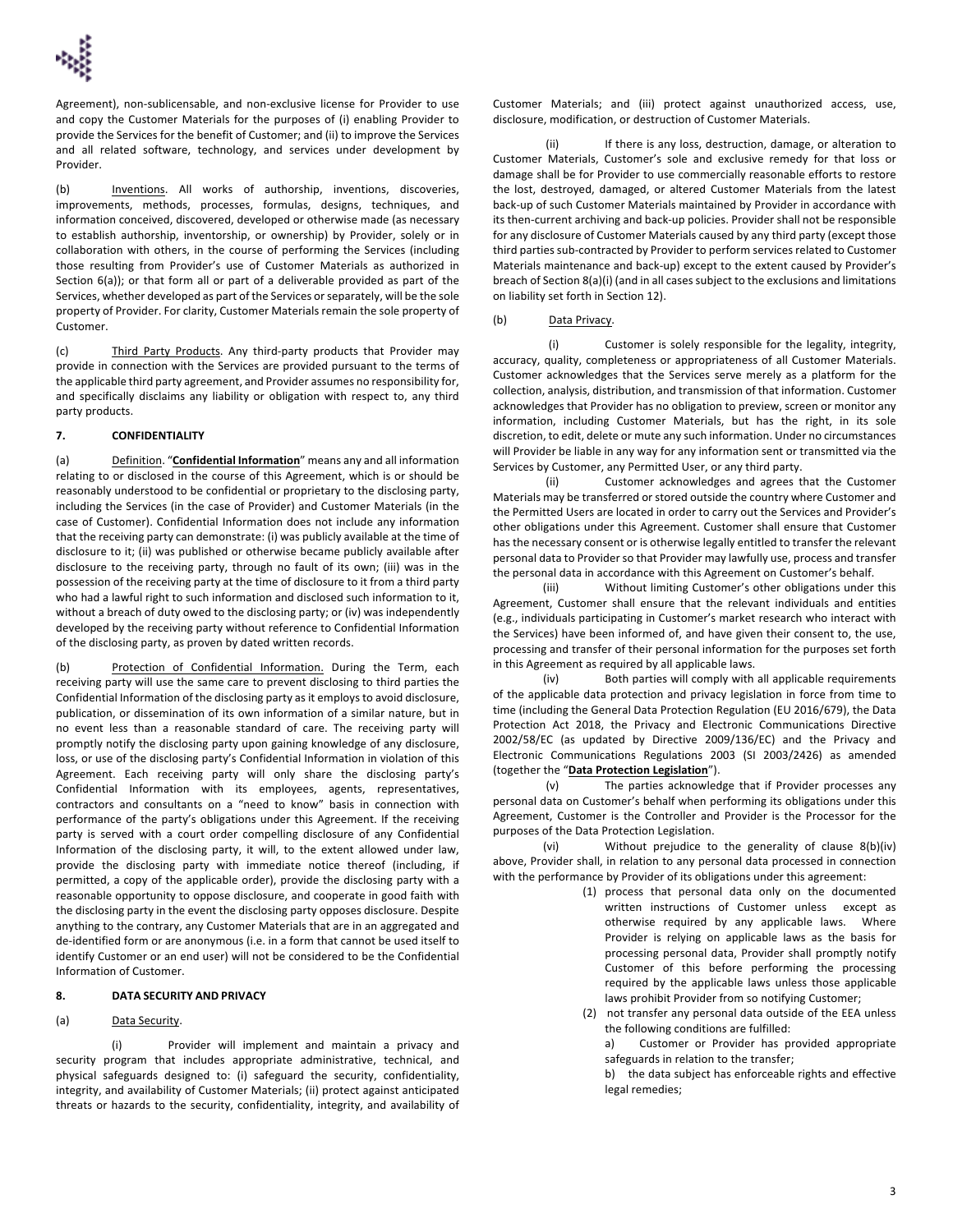Agreement), non-sublicensable, and non-exclusive license for Provider to use and copy the Customer Materials for the purposes of (i) enabling Provider to provide the Services for the benefit of Customer; and (ii) to improve the Services and all related software, technology, and services under development by Provider.

(b) Inventions. All works of authorship, inventions, discoveries, improvements, methods, processes, formulas, designs, techniques, and information conceived, discovered, developed or otherwise made (as necessary to establish authorship, inventorship, or ownership) by Provider, solely or in collaboration with others, in the course of performing the Services (including those resulting from Provider's use of Customer Materials as authorized in Section 6(a)); or that form all or part of a deliverable provided as part of the Services, whether developed as part of the Services or separately, will be the sole property of Provider. For clarity, Customer Materials remain the sole property of Customer.

(c) Third Party Products. Any third-party products that Provider may provide in connection with the Services are provided pursuant to the terms of the applicable third party agreement, and Provider assumes no responsibility for, and specifically disclaims any liability or obligation with respect to, any third party products.

## 7. CONFIDENTIALITY

(a) Definition. "**Confidential Information**" means any and all information relating to or disclosed in the course of this Agreement, which is or should be reasonably understood to be confidential or proprietary to the disclosing party, including the Services (in the case of Provider) and Customer Materials (in the case of Customer). Confidential Information does not include any information that the receiving party can demonstrate: (i) was publicly available at the time of disclosure to it; (ii) was published or otherwise became publicly available after disclosure to the receiving party, through no fault of its own; (iii) was in the possession of the receiving party at the time of disclosure to it from a third party who had a lawful right to such information and disclosed such information to it, without a breach of duty owed to the disclosing party; or (iv) was independently developed by the receiving party without reference to Confidential Information of the disclosing party, as proven by dated written records.

(b) Protection of Confidential Information. During the Term, each receiving party will use the same care to prevent disclosing to third parties the Confidential Information of the disclosing party as it employs to avoid disclosure, publication, or dissemination of its own information of a similar nature, but in no event less than a reasonable standard of care. The receiving party will promptly notify the disclosing party upon gaining knowledge of any disclosure, loss, or use of the disclosing party's Confidential Information in violation of this Agreement. Each receiving party will only share the disclosing party's Confidential Information with its employees, agents, representatives, contractors and consultants on a "need to know" basis in connection with performance of the party's obligations under this Agreement. If the receiving party is served with a court order compelling disclosure of any Confidential Information of the disclosing party, it will, to the extent allowed under law, provide the disclosing party with immediate notice thereof (including, if permitted, a copy of the applicable order), provide the disclosing party with a reasonable opportunity to oppose disclosure, and cooperate in good faith with the disclosing party in the event the disclosing party opposes disclosure. Despite anything to the contrary, any Customer Materials that are in an aggregated and de-identified form or are anonymous (i.e. in a form that cannot be used itself to identify Customer or an end user) will not be considered to be the Confidential Information of Customer.

## 8. DATA SECURITY AND PRIVACY

(a) Data Security.

(i) Provider will implement and maintain a privacy and security program that includes appropriate administrative, technical, and physical safeguards designed to: (i) safeguard the security, confidentiality, integrity, and availability of Customer Materials; (ii) protect against anticipated threats or hazards to the security, confidentiality, integrity, and availability of Customer Materials; and (iii) protect against unauthorized access, use, disclosure, modification, or destruction of Customer Materials.

(ii) If there is any loss, destruction, damage, or alteration to Customer Materials, Customer's sole and exclusive remedy for that loss or damage shall be for Provider to use commercially reasonable efforts to restore the lost, destroyed, damaged, or altered Customer Materials from the latest back-up of such Customer Materials maintained by Provider in accordance with its then-current archiving and back-up policies. Provider shall not be responsible for any disclosure of Customer Materials caused by any third party (except those third parties sub-contracted by Provider to perform services related to Customer Materials maintenance and back-up) except to the extent caused by Provider's breach of Section 8(a)(i) (and in all cases subject to the exclusions and limitations on liability set forth in Section 12).

(b) Data Privacy.

(i) Customer is solely responsible for the legality, integrity, accuracy, quality, completeness or appropriateness of all Customer Materials. Customer acknowledges that the Services serve merely as a platform for the collection, analysis, distribution, and transmission of that information. Customer acknowledges that Provider has no obligation to preview, screen or monitor any information, including Customer Materials, but has the right, in its sole discretion, to edit, delete or mute any such information. Under no circumstances will Provider be liable in any way for any information sent or transmitted via the Services by Customer, any Permitted User, or any third party.

(ii) Customer acknowledges and agrees that the Customer Materials may be transferred or stored outside the country where Customer and the Permitted Users are located in order to carry out the Services and Provider's other obligations under this Agreement. Customer shall ensure that Customer has the necessary consent or is otherwise legally entitled to transfer the relevant personal data to Provider so that Provider may lawfully use, process and transfer the personal data in accordance with this Agreement on Customer's behalf.

(iii) Without limiting Customer's other obligations under this Agreement, Customer shall ensure that the relevant individuals and entities (e.g., individuals participating in Customer's market research who interact with the Services) have been informed of, and have given their consent to, the use, processing and transfer of their personal information for the purposes set forth in this Agreement as required by all applicable laws.

(iv) Both parties will comply with all applicable requirements of the applicable data protection and privacy legislation in force from time to time (including the General Data Protection Regulation (EU 2016/679), the Data Protection Act 2018, the Privacy and Electronic Communications Directive 2002/58/EC (as updated by Directive 2009/136/EC) and the Privacy and Electronic Communications Regulations 2003 (SI 2003/2426) as amended (together the "**Data Protection Legislation**").

(v) The parties acknowledge that if Provider processes any personal data on Customer's behalf when performing its obligations under this Agreement, Customer is the Controller and Provider is the Processor for the purposes of the Data Protection Legislation.

(vi) Without prejudice to the generality of clause 8(b)(iv) above, Provider shall, in relation to any personal data processed in connection with the performance by Provider of its obligations under this agreement:

(1) process that personal data only on the documented written instructions of Customer unless except as otherwise required by any applicable laws. Where Provider is relying on applicable laws as the basis for processing personal data, Provider shall promptly notify Customer of this before performing the processing required by the applicable laws unless those applicable laws prohibit Provider from so notifying Customer;

(2) not transfer any personal data outside of the EEA unless the following conditions are fulfilled:

a) Customer or Provider has provided appropriate safeguards in relation to the transfer;

b) the data subject has enforceable rights and effective legal remedies;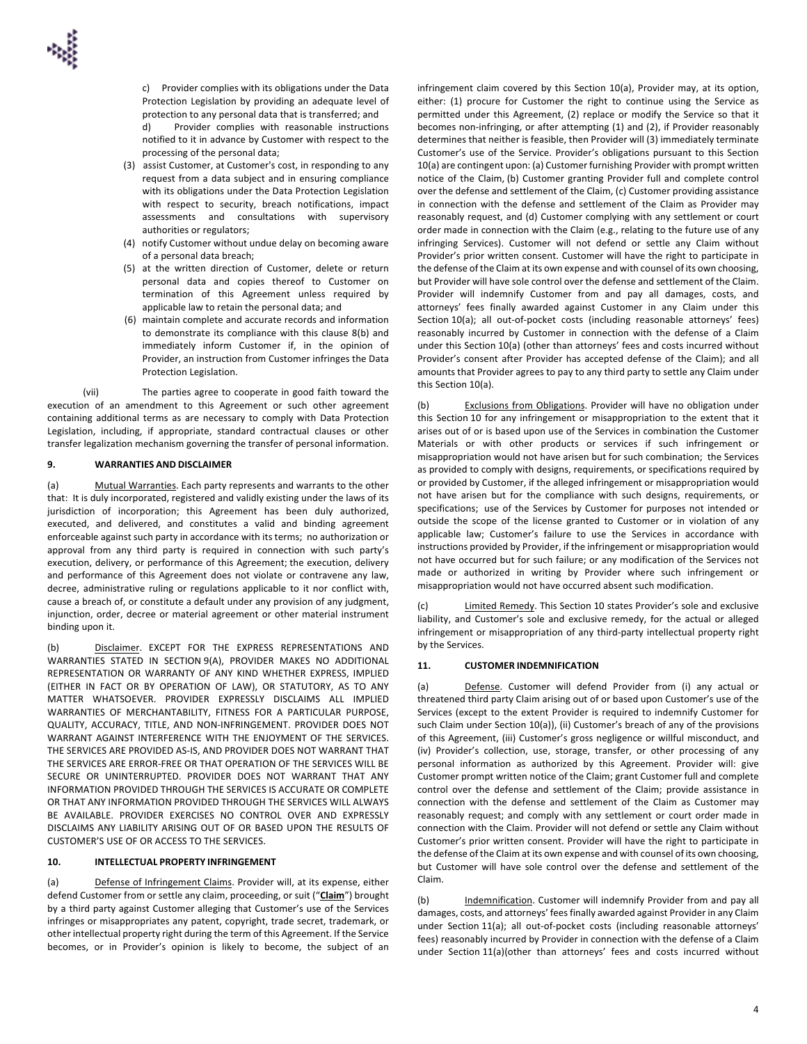c) Provider complies with its obligations under the Data Protection Legislation by providing an adequate level of protection to any personal data that is transferred; and

d) Provider complies with reasonable instructions notified to it in advance by Customer with respect to the processing of the personal data;

(3) assist Customer, at Customer's cost, in responding to any request from a data subject and in ensuring compliance with its obligations under the Data Protection Legislation with respect to security, breach notifications, impact assessments and consultations with supervisory authorities or regulators;

(4) notify Customer without undue delay on becoming aware of a personal data breach;

(5) at the written direction of Customer, delete or return personal data and copies thereof to Customer on termination of this Agreement unless required by applicable law to retain the personal data; and

(6) maintain complete and accurate records and information to demonstrate its compliance with this clause 8(b) and immediately inform Customer if, in the opinion of Provider, an instruction from Customer infringes the Data Protection Legislation.

(vii) The parties agree to cooperate in good faith toward the execution of an amendment to this Agreement or such other agreement containing additional terms as are necessary to comply with Data Protection Legislation, including, if appropriate, standard contractual clauses or other transfer legalization mechanism governing the transfer of personal information.

**9. WARRANTIES AND DISCLAIMER**

(a) Mutual Warranties. Each party represents and warrants to the other that: It is duly incorporated, registered and validly existing under the laws of its jurisdiction of incorporation; this Agreement has been duly authorized, executed, and delivered, and constitutes a valid and binding agreement enforceable against such party in accordance with its terms; no authorization or approval from any third party is required in connection with such party's execution, delivery, or performance of this Agreement; the execution, delivery and performance of this Agreement does not violate or contravene any law, decree, administrative ruling or regulations applicable to it nor conflict with, cause a breach of, or constitute a default under any provision of any judgment, injunction, order, decree or material agreement or other material instrument binding upon it.

(b) Disclaimer. EXCEPT FOR THE EXPRESS REPRESENTATIONS AND WARRANTIES STATED IN SECTION 9(A), PROVIDER MAKES NO ADDITIONAL REPRESENTATION OR WARRANTY OF ANY KIND WHETHER EXPRESS, IMPLIED (EITHER IN FACT OR BY OPERATION OF LAW), OR STATUTORY, AS TO ANY MATTER WHATSOEVER. PROVIDER EXPRESSLY DISCLAIMS ALL IMPLIED WARRANTIES OF MERCHANTABILITY, FITNESS FOR A PARTICULAR PURPOSE, QUALITY, ACCURACY, TITLE, AND NON-INFRINGEMENT. PROVIDER DOES NOT WARRANT AGAINST INTERFERENCE WITH THE ENJOYMENT OF THE SERVICES. THE SERVICES ARE PROVIDED AS-IS, AND PROVIDER DOES NOT WARRANT THAT THE SERVICES ARE ERROR-FREE OR THAT OPERATION OF THE SERVICES WILL BE SECURE OR UNINTERRUPTED. PROVIDER DOES NOT WARRANT THAT ANY INFORMATION PROVIDED THROUGH THE SERVICES IS ACCURATE OR COMPLETE OR THAT ANY INFORMATION PROVIDED THROUGH THE SERVICES WILL ALWAYS BE AVAILABLE. PROVIDER EXERCISES NO CONTROL OVER AND EXPRESSLY DISCLAIMS ANY LIABILITY ARISING OUT OF OR BASED UPON THE RESULTS OF CUSTOMER'S USE OF OR ACCESS TO THE SERVICES.

**10. INTELLECTUAL PROPERTY INFRINGEMENT**

(a) Defense of Infringement Claims. Provider will, at its expense, either defend Customer from or settle any claim, proceeding, or suit ("**Claim**") brought by a third party against Customer alleging that Customer's use of the Services infringes or misappropriates any patent, copyright, trade secret, trademark, or other intellectual property right during the term of this Agreement. If the Service becomes, or in Provider's opinion is likely to become, the subject of an infringement claim covered by this Section 10(a), Provider may, at its option, either: (1) procure for Customer the right to continue using the Service as permitted under this Agreement, (2) replace or modify the Service so that it becomes non-infringing, or after attempting (1) and (2), if Provider reasonably determines that neither is feasible, then Provider will (3) immediately terminate Customer's use of the Service. Provider's obligations pursuant to this Section 10(a) are contingent upon: (a) Customer furnishing Provider with prompt written notice of the Claim, (b) Customer granting Provider full and complete control over the defense and settlement of the Claim, (c) Customer providing assistance in connection with the defense and settlement of the Claim as Provider may reasonably request, and (d) Customer complying with any settlement or court order made in connection with the Claim (e.g., relating to the future use of any infringing Services). Customer will not defend or settle any Claim without Provider's prior written consent. Customer will have the right to participate in the defense of the Claim at its own expense and with counsel of its own choosing, but Provider will have sole control over the defense and settlement of the Claim. Provider will indemnify Customer from and pay all damages, costs, and attorneys' fees finally awarded against Customer in any Claim under this Section 10(a); all out-of-pocket costs (including reasonable attorneys' fees) reasonably incurred by Customer in connection with the defense of a Claim under this Section 10(a) (other than attorneys' fees and costs incurred without Provider's consent after Provider has accepted defense of the Claim); and all amounts that Provider agrees to pay to any third party to settle any Claim under this Section 10(a).

(b) Exclusions from Obligations. Provider will have no obligation under this Section 10 for any infringement or misappropriation to the extent that it arises out of or is based upon use of the Services in combination the Customer Materials or with other products or services if such infringement or misappropriation would not have arisen but for such combination; the Services as provided to comply with designs, requirements, or specifications required by or provided by Customer, if the alleged infringement or misappropriation would not have arisen but for the compliance with such designs, requirements, or specifications; use of the Services by Customer for purposes not intended or outside the scope of the license granted to Customer or in violation of any applicable law; Customer's failure to use the Services in accordance with instructions provided by Provider, if the infringement or misappropriation would not have occurred but for such failure; or any modification of the Services not made or authorized in writing by Provider where such infringement or misappropriation would not have occurred absent such modification.

(c) Limited Remedy. This Section 10 states Provider's sole and exclusive liability, and Customer's sole and exclusive remedy, for the actual or alleged infringement or misappropriation of any third-party intellectual property right by the Services.

**11. CUSTOMER INDEMNIFICATION**

(a) Defense. Customer will defend Provider from (i) any actual or threatened third party Claim arising out of or based upon Customer's use of the Services (except to the extent Provider is required to indemnify Customer for such Claim under Section 10(a)), (ii) Customer's breach of any of the provisions of this Agreement, (iii) Customer's gross negligence or willful misconduct, and (iv) Provider's collection, use, storage, transfer, or other processing of any personal information as authorized by this Agreement. Provider will: give Customer prompt written notice of the Claim; grant Customer full and complete control over the defense and settlement of the Claim; provide assistance in connection with the defense and settlement of the Claim as Customer may reasonably request; and comply with any settlement or court order made in connection with the Claim. Provider will not defend or settle any Claim without Customer's prior written consent. Provider will have the right to participate in the defense of the Claim at its own expense and with counsel of its own choosing, but Customer will have sole control over the defense and settlement of the Claim.

(b) Indemnification. Customer will indemnify Provider from and pay all damages, costs, and attorneys' fees finally awarded against Provider in any Claim under Section 11(a); all out-of-pocket costs (including reasonable attorneys' fees) reasonably incurred by Provider in connection with the defense of a Claim under Section 11(a)(other than attorneys' fees and costs incurred without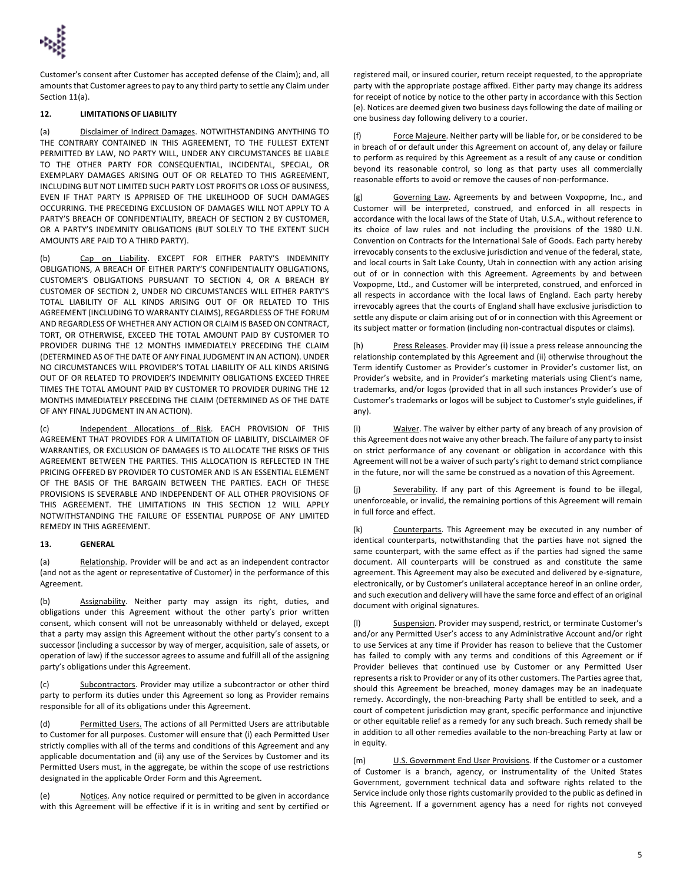Customer's consent after Customer has accepted defense of the Claim); and, all amounts that Customer agrees to pay to any third party to settle any Claim under Section 11(a).

## 12. LIMITATIONS OF LIABILITY

(a) Disclaimer of Indirect Damages. NOTWITHSTANDING ANYTHING TO THE CONTRARY CONTAINED IN THIS AGREEMENT, TO THE FULLEST EXTENT PERMITTED BY LAW, NO PARTY WILL, UNDER ANY CIRCUMSTANCES BE LIABLE TO THE OTHER PARTY FOR CONSEQUENTIAL, INCIDENTAL, SPECIAL, OR EXEMPLARY DAMAGES ARISING OUT OF OR RELATED TO THIS AGREEMENT, INCLUDING BUT NOT LIMITED SUCH PARTY LOST PROFITS OR LOSS OF BUSINESS, EVEN IF THAT PARTY IS APPRISED OF THE LIKELIHOOD OF SUCH DAMAGES OCCURRING. THE PRECEDING EXCLUSION OF DAMAGES WILL NOT APPLY TO A PARTY'S BREACH OF CONFIDENTIALITY, BREACH OF SECTION 2 BY CUSTOMER, OR A PARTY'S INDEMNITY OBLIGATIONS (BUT SOLELY TO THE EXTENT SUCH AMOUNTS ARE PAID TO A THIRD PARTY).

(b) Cap on Liability. EXCEPT FOR EITHER PARTY'S INDEMNITY OBLIGATIONS, A BREACH OF EITHER PARTY'S CONFIDENTIALITY OBLIGATIONS, CUSTOMER'S OBLIGATIONS PURSUANT TO SECTION 4, OR A BREACH BY CUSTOMER OF SECTION 2, UNDER NO CIRCUMSTANCES WILL EITHER PARTY'S TOTAL LIABILITY OF ALL KINDS ARISING OUT OF OR RELATED TO THIS AGREEMENT (INCLUDING TO WARRANTY CLAIMS), REGARDLESS OF THE FORUM AND REGARDLESS OF WHETHER ANY ACTION OR CLAIM IS BASED ON CONTRACT, TORT, OR OTHERWISE, EXCEED THE TOTAL AMOUNT PAID BY CUSTOMER TO PROVIDER DURING THE 12 MONTHS IMMEDIATELY PRECEDING THE CLAIM (DETERMINED AS OF THE DATE OF ANY FINAL JUDGMENT IN AN ACTION). UNDER NO CIRCUMSTANCES WILL PROVIDER'S TOTAL LIABILITY OF ALL KINDS ARISING OUT OF OR RELATED TO PROVIDER'S INDEMNITY OBLIGATIONS EXCEED THREE TIMES THE TOTAL AMOUNT PAID BY CUSTOMER TO PROVIDER DURING THE 12 MONTHS IMMEDIATELY PRECEDING THE CLAIM (DETERMINED AS OF THE DATE OF ANY FINAL JUDGMENT IN AN ACTION).

(c) Independent Allocations of Risk. EACH PROVISION OF THIS AGREEMENT THAT PROVIDES FOR A LIMITATION OF LIABILITY, DISCLAIMER OF WARRANTIES, OR EXCLUSION OF DAMAGES IS TO ALLOCATE THE RISKS OF THIS AGREEMENT BETWEEN THE PARTIES. THIS ALLOCATION IS REFLECTED IN THE PRICING OFFERED BY PROVIDER TO CUSTOMER AND IS AN ESSENTIAL ELEMENT OF THE BASIS OF THE BARGAIN BETWEEN THE PARTIES. EACH OF THESE PROVISIONS IS SEVERABLE AND INDEPENDENT OF ALL OTHER PROVISIONS OF THIS AGREEMENT. THE LIMITATIONS IN THIS SECTION 12 WILL APPLY NOTWITHSTANDING THE FAILURE OF ESSENTIAL PURPOSE OF ANY LIMITED REMEDY IN THIS AGREEMENT.

## 13. GENERAL

(a) Relationship. Provider will be and act as an independent contractor (and not as the agent or representative of Customer) in the performance of this Agreement.

(b) Assignability. Neither party may assign its right, duties, and obligations under this Agreement without the other party's prior written consent, which consent will not be unreasonably withheld or delayed, except that a party may assign this Agreement without the other party's consent to a successor (including a successor by way of merger, acquisition, sale of assets, or operation of law) if the successor agrees to assume and fulfill all of the assigning party's obligations under this Agreement.

(c) Subcontractors. Provider may utilize a subcontractor or other third party to perform its duties under this Agreement so long as Provider remains responsible for all of its obligations under this Agreement.

(d) Permitted Users. The actions of all Permitted Users are attributable to Customer for all purposes. Customer will ensure that (i) each Permitted User strictly complies with all of the terms and conditions of this Agreement and any applicable documentation and (ii) any use of the Services by Customer and its Permitted Users must, in the aggregate, be within the scope of use restrictions designated in the applicable Order Form and this Agreement.

(e) Notices. Any notice required or permitted to be given in accordance with this Agreement will be effective if it is in writing and sent by certified or registered mail, or insured courier, return receipt requested, to the appropriate party with the appropriate postage affixed. Either party may change its address for receipt of notice by notice to the other party in accordance with this Section (e). Notices are deemed given two business days following the date of mailing or one business day following delivery to a courier.

(f) Force Majeure. Neither party will be liable for, or be considered to be in breach of or default under this Agreement on account of, any delay or failure to perform as required by this Agreement as a result of any cause or condition beyond its reasonable control, so long as that party uses all commercially reasonable efforts to avoid or remove the causes of non-performance.

(g) Governing Law. Agreements by and between Voxpopme, Inc., and Customer will be interpreted, construed, and enforced in all respects in accordance with the local laws of the State of Utah, U.S.A., without reference to its choice of law rules and not including the provisions of the 1980 U.N. Convention on Contracts for the International Sale of Goods. Each party hereby irrevocably consents to the exclusive jurisdiction and venue of the federal, state, and local courts in Salt Lake County, Utah in connection with any action arising out of or in connection with this Agreement. Agreements by and between Voxpopme, Ltd., and Customer will be interpreted, construed, and enforced in all respects in accordance with the local laws of England. Each party hereby irrevocably agrees that the courts of England shall have exclusive jurisdiction to settle any dispute or claim arising out of or in connection with this Agreement or its subject matter or formation (including non-contractual disputes or claims).

(h) Press Releases. Provider may (i) issue a press release announcing the relationship contemplated by this Agreement and (ii) otherwise throughout the Term identify Customer as Provider's customer in Provider's customer list, on Provider's website, and in Provider's marketing materials using Client's name, trademarks, and/or logos (provided that in all such instances Provider's use of Customer's trademarks or logos will be subject to Customer's style guidelines, if any).

(i) Waiver. The waiver by either party of any breach of any provision of this Agreement does not waive any other breach. The failure of any party to insist on strict performance of any covenant or obligation in accordance with this Agreement will not be a waiver of such party's right to demand strict compliance in the future, nor will the same be construed as a novation of this Agreement.

(j) Severability. If any part of this Agreement is found to be illegal, unenforceable, or invalid, the remaining portions of this Agreement will remain in full force and effect.

(k) Counterparts. This Agreement may be executed in any number of identical counterparts, notwithstanding that the parties have not signed the same counterpart, with the same effect as if the parties had signed the same document. All counterparts will be construed as and constitute the same agreement. This Agreement may also be executed and delivered by e-signature, electronically, or by Customer's unilateral acceptance hereof in an online order, and such execution and delivery will have the same force and effect of an original document with original signatures.

(l) Suspension. Provider may suspend, restrict, or terminate Customer's and/or any Permitted User's access to any Administrative Account and/or right to use Services at any time if Provider has reason to believe that the Customer has failed to comply with any terms and conditions of this Agreement or if Provider believes that continued use by Customer or any Permitted User represents a risk to Provider or any of its other customers. The Parties agree that, should this Agreement be breached, money damages may be an inadequate remedy. Accordingly, the non-breaching Party shall be entitled to seek, and a court of competent jurisdiction may grant, specific performance and injunctive or other equitable relief as a remedy for any such breach. Such remedy shall be in addition to all other remedies available to the non-breaching Party at law or in equity.

(m) U.S. Government End User Provisions. If the Customer or a customer of Customer is a branch, agency, or instrumentality of the United States Government, government technical data and software rights related to the Service include only those rights customarily provided to the public as defined in this Agreement. If a government agency has a need for rights not conveyed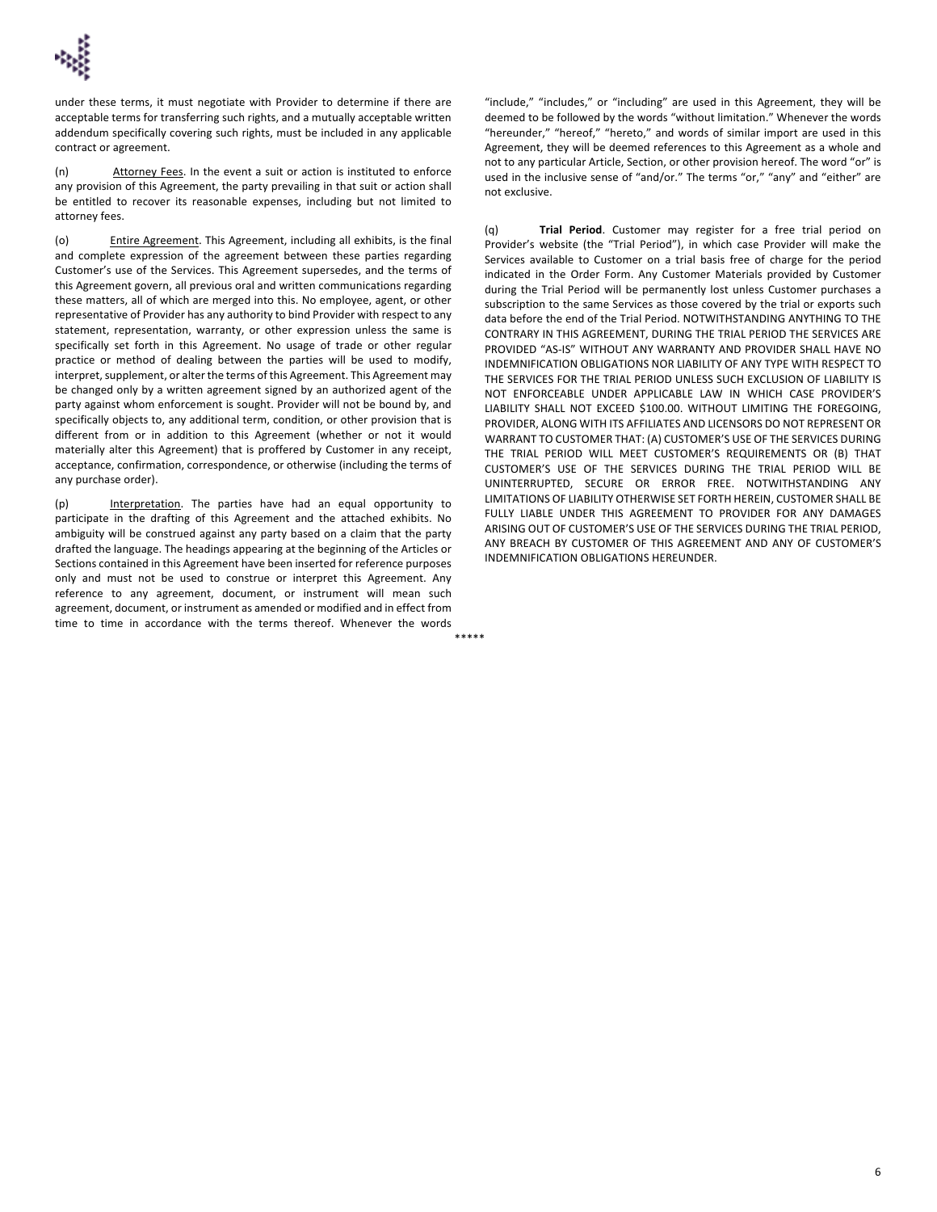under these terms, it must negotiate with Provider to determine if there are acceptable terms for transferring such rights, and a mutually acceptable written addendum specifically covering such rights, must be included in any applicable contract or agreement.

(n) Attorney Fees. In the event a suit or action is instituted to enforce any provision of this Agreement, the party prevailing in that suit or action shall be entitled to recover its reasonable expenses, including but not limited to attorney fees.

(o) Entire Agreement. This Agreement, including all exhibits, is the final and complete expression of the agreement between these parties regarding Customer's use of the Services. This Agreement supersedes, and the terms of this Agreement govern, all previous oral and written communications regarding these matters, all of which are merged into this. No employee, agent, or other representative of Provider has any authority to bind Provider with respect to any statement, representation, warranty, or other expression unless the same is specifically set forth in this Agreement. No usage of trade or other regular practice or method of dealing between the parties will be used to modify, interpret, supplement, or alter the terms of this Agreement. This Agreement may be changed only by a written agreement signed by an authorized agent of the party against whom enforcement is sought. Provider will not be bound by, and specifically objects to, any additional term, condition, or other provision that is different from or in addition to this Agreement (whether or not it would materially alter this Agreement) that is proffered by Customer in any receipt, acceptance, confirmation, correspondence, or otherwise (including the terms of any purchase order).

(p) Interpretation. The parties have had an equal opportunity to participate in the drafting of this Agreement and the attached exhibits. No ambiguity will be construed against any party based on a claim that the party drafted the language. The headings appearing at the beginning of the Articles or Sections contained in this Agreement have been inserted for reference purposes only and must not be used to construe or interpret this Agreement. Any reference to any agreement, document, or instrument will mean such agreement, document, or instrument as amended or modified and in effect from time to time in accordance with the terms thereof. Whenever the words "include," "includes," or "including" are used in this Agreement, they will be deemed to be followed by the words "without limitation." Whenever the words "hereunder," "hereof," "hereto," and words of similar import are used in this Agreement, they will be deemed references to this Agreement as a whole and not to any particular Article, Section, or other provision hereof. The word "or" is used in the inclusive sense of "and/or." The terms "or," "any" and "either" are not exclusive.

(q) **Trial Period**. Customer may register for a free trial period on Provider's website (the "Trial Period"), in which case Provider will make the Services available to Customer on a trial basis free of charge for the period indicated in the Order Form. Any Customer Materials provided by Customer during the Trial Period will be permanently lost unless Customer purchases a subscription to the same Services as those covered by the trial or exports such data before the end of the Trial Period. NOTWITHSTANDING ANYTHING TO THE CONTRARY IN THIS AGREEMENT, DURING THE TRIAL PERIOD THE SERVICES ARE PROVIDED "AS-IS" WITHOUT ANY WARRANTY AND PROVIDER SHALL HAVE NO INDEMNIFICATION OBLIGATIONS NOR LIABILITY OF ANY TYPE WITH RESPECT TO THE SERVICES FOR THE TRIAL PERIOD UNLESS SUCH EXCLUSION OF LIABILITY IS NOT ENFORCEABLE UNDER APPLICABLE LAW IN WHICH CASE PROVIDER'S LIABILITY SHALL NOT EXCEED $100.00. WITHOUT LIMITING THE FOREGOING, PROVIDER, ALONG WITH ITS AFFILIATES AND LICENSORS DO NOT REPRESENT OR WARRANT TO CUSTOMER THAT: (A) CUSTOMER'S USE OF THE SERVICES DURING THE TRIAL PERIOD WILL MEET CUSTOMER'S REQUIREMENTS OR (B) THAT CUSTOMER'S USE OF THE SERVICES DURING THE TRIAL PERIOD WILL BE UNINTERRUPTED, SECURE OR ERROR FREE. NOTWITHSTANDING ANY LIMITATIONS OF LIABILITY OTHERWISE SET FORTH HEREIN, CUSTOMER SHALL BE FULLY LIABLE UNDER THIS AGREEMENT TO PROVIDER FOR ANY DAMAGES ARISING OUT OF CUSTOMER'S USE OF THE SERVICES DURING THE TRIAL PERIOD, ANY BREACH BY CUSTOMER OF THIS AGREEMENT AND ANY OF CUSTOMER'S INDEMNIFICATION OBLIGATIONS HEREUNDER.

*****